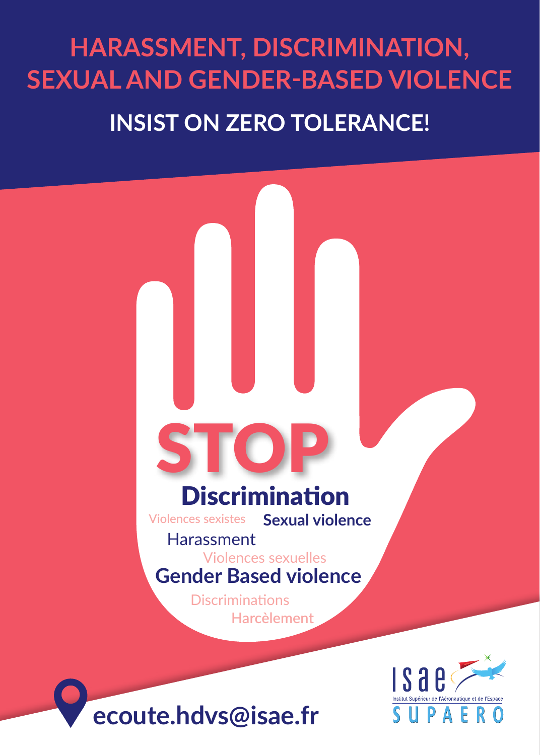# HARASSMENT, DISCRIMINATION, SEXUAL AND GENDER-BASED VIOLENCE

## INSIST ON ZERO TOLERANCE!

**STOP**

**Discrimination**

Violences sexistes

**Sexual violence**

Harassment

Violences sexuelles

**Gender Based violence**

Discriminations

Harcèlement

**ecoute.hdvs@isae.fr**

ISAE
Institut Supérieur de l'Aéronautique et de l'Espace
SUPAERO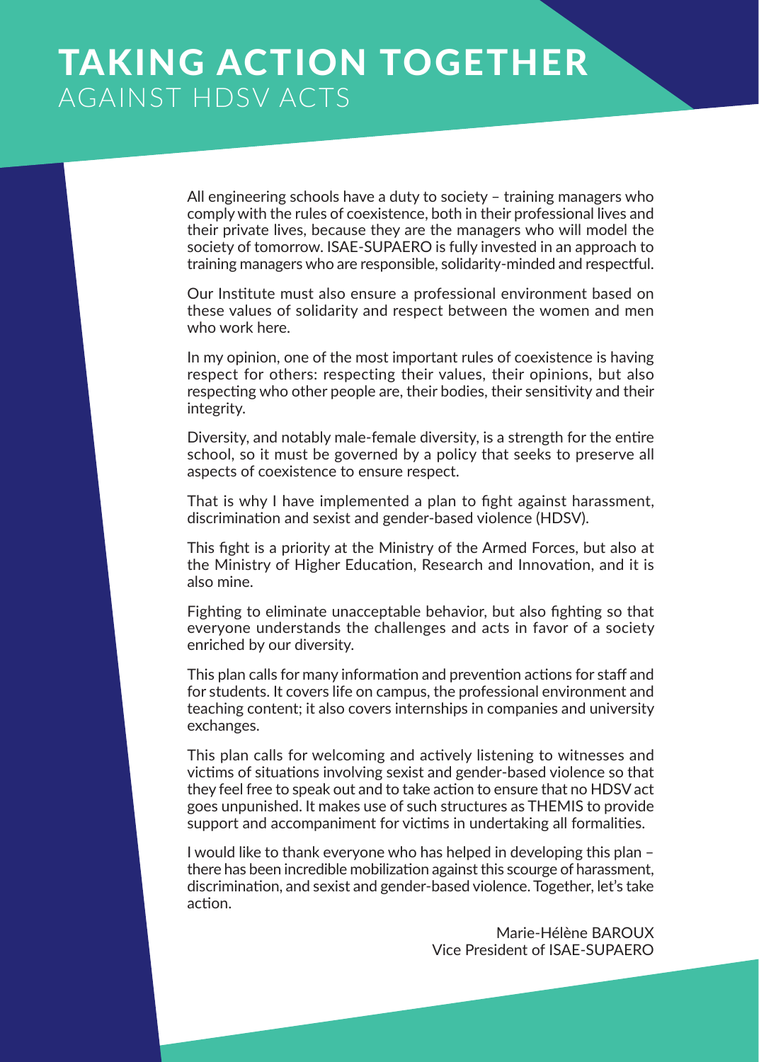# TAKING ACTION TOGETHER
## AGAINST HDSV ACTS

All engineering schools have a duty to society – training managers who comply with the rules of coexistence, both in their professional lives and their private lives, because they are the managers who will model the society of tomorrow. ISAE-SUPAERO is fully invested in an approach to training managers who are responsible, solidarity-minded and respectful.

Our Institute must also ensure a professional environment based on these values of solidarity and respect between the women and men who work here.

In my opinion, one of the most important rules of coexistence is having respect for others: respecting their values, their opinions, but also respecting who other people are, their bodies, their sensitivity and their integrity.

Diversity, and notably male-female diversity, is a strength for the entire school, so it must be governed by a policy that seeks to preserve all aspects of coexistence to ensure respect.

That is why I have implemented a plan to fight against harassment, discrimination and sexist and gender-based violence (HDSV).

This fight is a priority at the Ministry of the Armed Forces, but also at the Ministry of Higher Education, Research and Innovation, and it is also mine.

Fighting to eliminate unacceptable behavior, but also fighting so that everyone understands the challenges and acts in favor of a society enriched by our diversity.

This plan calls for many information and prevention actions for staff and for students. It covers life on campus, the professional environment and teaching content; it also covers internships in companies and university exchanges.

This plan calls for welcoming and actively listening to witnesses and victims of situations involving sexist and gender-based violence so that they feel free to speak out and to take action to ensure that no HDSV act goes unpunished. It makes use of such structures as THEMIS to provide support and accompaniment for victims in undertaking all formalities.

I would like to thank everyone who has helped in developing this plan – there has been incredible mobilization against this scourge of harassment, discrimination, and sexist and gender-based violence. Together, let's take action.

Marie-Hélène BAROUX
Vice President of ISAE-SUPAERO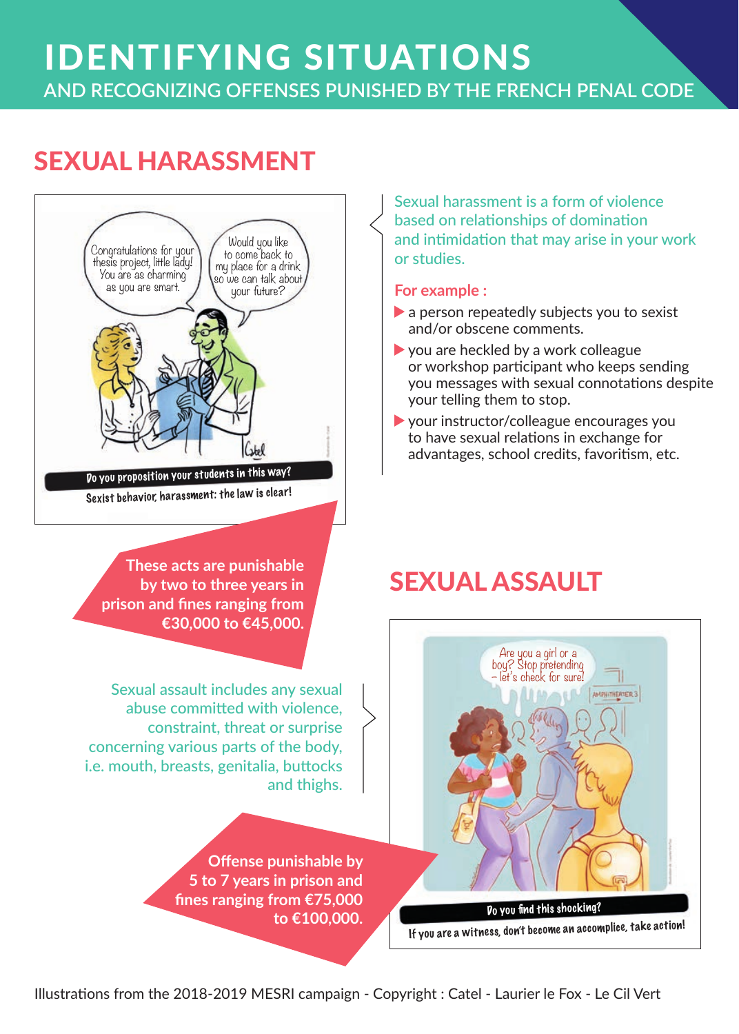# IDENTIFYING SITUATIONS

AND RECOGNIZING OFFENSES PUNISHED BY THE FRENCH PENAL CODE

## SEXUAL HARASSMENT

Congratulations for your thesis project, little lady! You are as charming as you are smart.

Would you like to come back to my place for a drink so we can talk about your future?

**Do you proposition your students in this way?**

**Sexist behavior, harassment: the law is clear!**

Sexual harassment is a form of violence based on relationships of domination and intimidation that may arise in your work or studies.

**For example :**

- a person repeatedly subjects you to sexist and/or obscene comments.
- you are heckled by a work colleague or workshop participant who keeps sending you messages with sexual connotations despite your telling them to stop.
- your instructor/colleague encourages you to have sexual relations in exchange for advantages, school credits, favoritism, etc.

**These acts are punishable by two to three years in prison and fines ranging from €30,000 to €45,000.**

## SEXUAL ASSAULT

Sexual assault includes any sexual abuse committed with violence, constraint, threat or surprise concerning various parts of the body, i.e. mouth, breasts, genitalia, buttocks and thighs.

Are you a girl or a boy? Stop pretending – let's check for sure!

**Do you find this shocking?**

**If you are a witness, don't become an accomplice, take action!**

**Offense punishable by 5 to 7 years in prison and fines ranging from €75,000 to €100,000.**

Illustrations from the 2018-2019 MESRI campaign - Copyright : Catel - Laurier le Fox - Le Cil Vert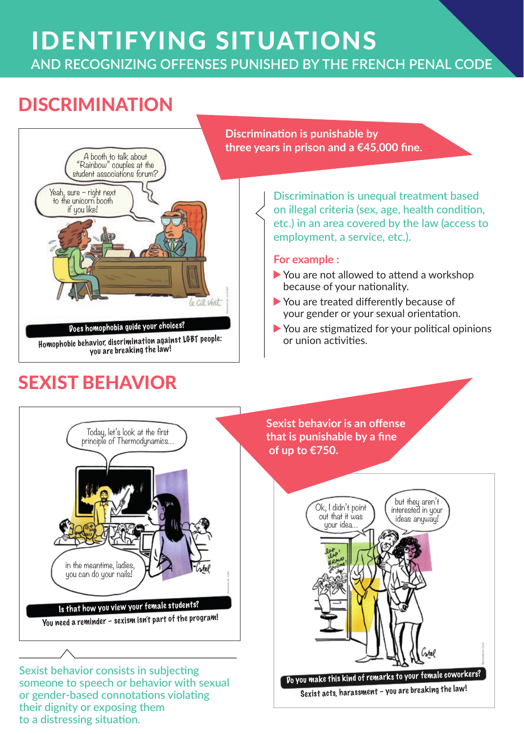# IDENTIFYING SITUATIONS

AND RECOGNIZING OFFENSES PUNISHED BY THE FRENCH PENAL CODE

## DISCRIMINATION

A booth to talk about "Rainbow" couples at the student associations forum?

Yeah, sure – right next to the unicorn booth if you like!

**Does homophobia guide your choices?**

Homophobic behavior, discrimination against LGBT people: you are breaking the law!

**Discrimination is punishable by three years in prison and a €45,000 fine.**

Discrimination is unequal treatment based on illegal criteria (sex, age, health condition, etc.) in an area covered by the law (access to employment, a service, etc.).

**For example :**

- You are not allowed to attend a workshop because of your nationality.
- You are treated differently because of your gender or your sexual orientation.
- You are stigmatized for your political opinions or union activities.

## SEXIST BEHAVIOR

Today, let's look at the first principle of Thermodynamics...

in the meantime, ladies, you can do your nails!

**Is that how you view your female students?**

You need a reminder – sexism isn't part of the program!

**Sexist behavior is an offense that is punishable by a fine of up to €750.**

Sexist behavior consists in subjecting someone to speech or behavior with sexual or gender-based connotations violating their dignity or exposing them to a distressing situation.

Ok, I didn't point out that it was your idea...

but they aren't interested in your ideas anyway!

**Do you make this kind of remarks to your female coworkers?**

Sexist acts, harassment – you are breaking the law!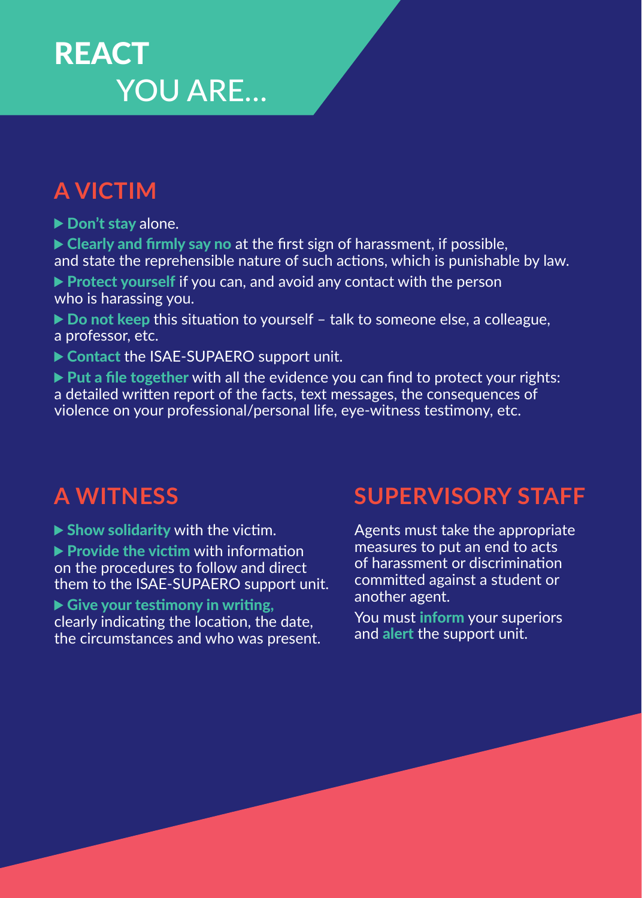# REACT
# YOU ARE...

## A VICTIM

- **Don't stay** alone.
- **Clearly and firmly say no** at the first sign of harassment, if possible, and state the reprehensible nature of such actions, which is punishable by law.
- **Protect yourself** if you can, and avoid any contact with the person who is harassing you.
- **Do not keep** this situation to yourself – talk to someone else, a colleague, a professor, etc.
- **Contact** the ISAE-SUPAERO support unit.
- **Put a file together** with all the evidence you can find to protect your rights: a detailed written report of the facts, text messages, the consequences of violence on your professional/personal life, eye-witness testimony, etc.

## A WITNESS

- **Show solidarity** with the victim.
- **Provide the victim** with information on the procedures to follow and direct them to the ISAE-SUPAERO support unit.
- **Give your testimony in writing,** clearly indicating the location, the date, the circumstances and who was present.

## SUPERVISORY STAFF

Agents must take the appropriate measures to put an end to acts of harassment or discrimination committed against a student or another agent.

You must **inform** your superiors and **alert** the support unit.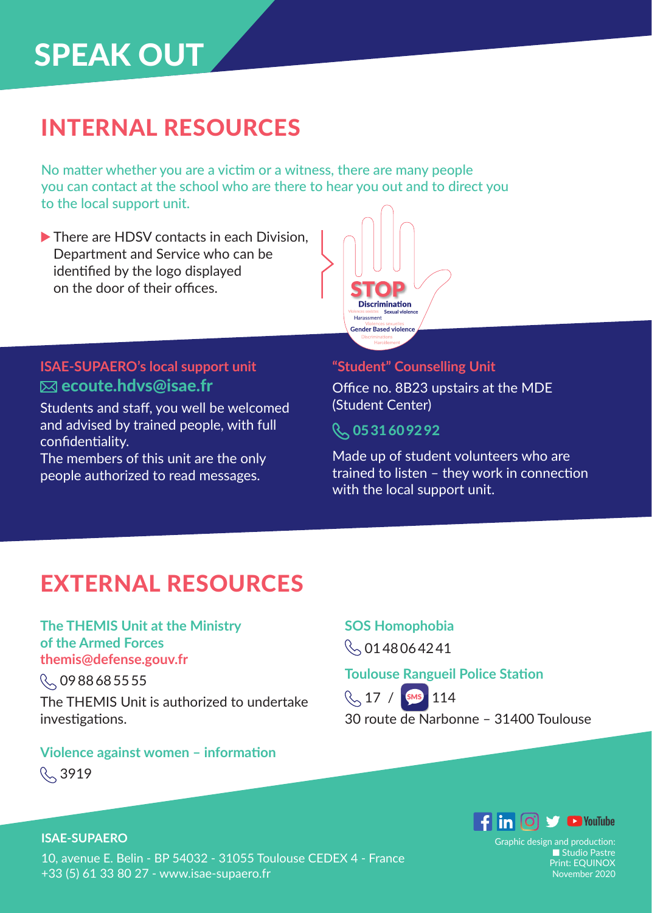# SPEAK OUT

## INTERNAL RESOURCES

No matter whether you are a victim or a witness, there are many people you can contact at the school who are there to hear you out and to direct you to the local support unit.

- There are HDSV contacts in each Division, Department and Service who can be identified by the logo displayed on the door of their offices.

STOP
Discrimination
Violences sexistes Sexual violence
Harassment
Violences sexuelles
Gender Based violence
Discriminations
Harcèlement

### ISAE-SUPAERO's local support unit

ecoute.hdvs@isae.fr

Students and staff, you well be welcomed and advised by trained people, with full confidentiality.
The members of this unit are the only people authorized to read messages.

### "Student" Counselling Unit

Office no. 8B23 upstairs at the MDE (Student Center)

05 31 60 92 92

Made up of student volunteers who are trained to listen – they work in connection with the local support unit.

## EXTERNAL RESOURCES

### The THEMIS Unit at the Ministry of the Armed Forces

themis@defense.gouv.fr

09 88 68 55 55

The THEMIS Unit is authorized to undertake investigations.

### Violence against women – information

3919

### SOS Homophobia

01 48 06 42 41

### Toulouse Rangueil Police Station

17 / SMS 114

30 route de Narbonne – 31400 Toulouse

**ISAE-SUPAERO**

10, avenue E. Belin - BP 54032 - 31055 Toulouse CEDEX 4 - France
+33 (5) 61 33 80 27 - www.isae-supaero.fr

Graphic design and production: Studio Pastre
Print: EQUINOX
November 2020